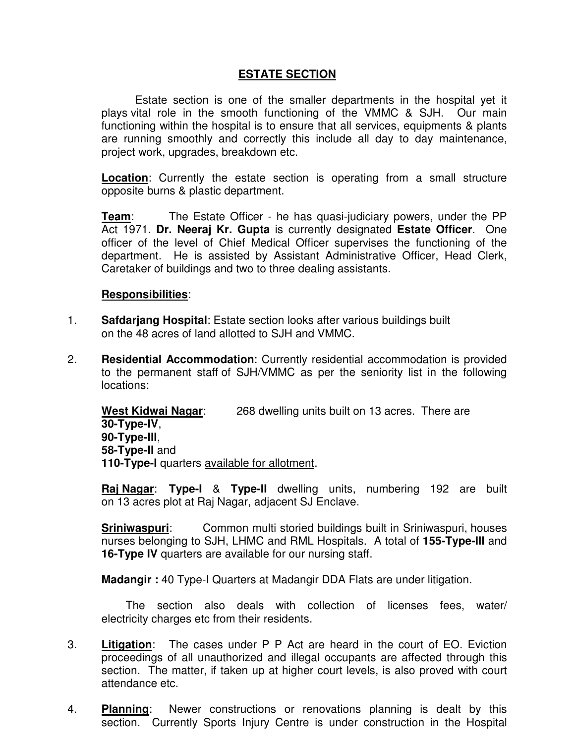# ESTATE SECTION

Estate section is one of the smaller departments in the hospital yet it plays vital role in the smooth functioning of the VMMC & SJH. Our main functioning within the hospital is to ensure that all services, equipments & plants are running smoothly and correctly this include all day to day maintenance, project work, upgrades, breakdown etc.

**Location**: Currently the estate section is operating from a small structure opposite burns & plastic department.

**Team**: The Estate Officer - he has quasi-judiciary powers, under the PP Act 1971. **Dr. Neeraj Kr. Gupta** is currently designated **Estate Officer**. One officer of the level of Chief Medical Officer supervises the functioning of the department. He is assisted by Assistant Administrative Officer, Head Clerk, Caretaker of buildings and two to three dealing assistants.

**Responsibilities**:

1. **Safdarjang Hospital**: Estate section looks after various buildings built on the 48 acres of land allotted to SJH and VMMC.

2. **Residential Accommodation**: Currently residential accommodation is provided to the permanent staff of SJH/VMMC as per the seniority list in the following locations:

   **West Kidwai Nagar**: 268 dwelling units built on 13 acres. There are
   **30-Type-IV**,
   **90-Type-III**,
   **58-Type-II** and
   **110-Type-I** quarters available for allotment.

   **Raj Nagar**: **Type-I** & **Type-II** dwelling units, numbering 192 are built on 13 acres plot at Raj Nagar, adjacent SJ Enclave.

   **Sriniwaspuri**: Common multi storied buildings built in Sriniwaspuri, houses nurses belonging to SJH, LHMC and RML Hospitals. A total of **155-Type-III** and **16-Type IV** quarters are available for our nursing staff.

   **Madangir :** 40 Type-I Quarters at Madangir DDA Flats are under litigation.

   The section also deals with collection of licenses fees, water/ electricity charges etc from their residents.

3. **Litigation**: The cases under P P Act are heard in the court of EO. Eviction proceedings of all unauthorized and illegal occupants are affected through this section. The matter, if taken up at higher court levels, is also proved with court attendance etc.

4. **Planning**: Newer constructions or renovations planning is dealt by this section. Currently Sports Injury Centre is under construction in the Hospital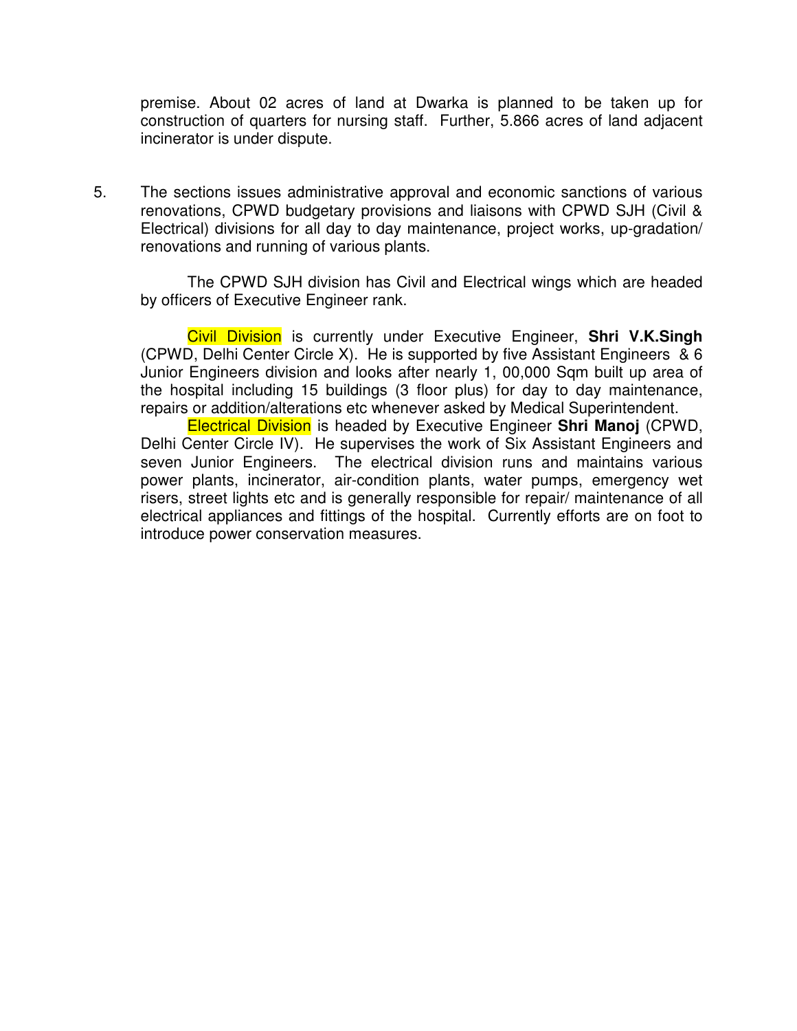premise. About 02 acres of land at Dwarka is planned to be taken up for construction of quarters for nursing staff. Further, 5.866 acres of land adjacent incinerator is under dispute.

5. The sections issues administrative approval and economic sanctions of various renovations, CPWD budgetary provisions and liaisons with CPWD SJH (Civil & Electrical) divisions for all day to day maintenance, project works, up-gradation/ renovations and running of various plants.

The CPWD SJH division has Civil and Electrical wings which are headed by officers of Executive Engineer rank.

Civil Division is currently under Executive Engineer, **Shri V.K.Singh** (CPWD, Delhi Center Circle X). He is supported by five Assistant Engineers & 6 Junior Engineers division and looks after nearly 1, 00,000 Sqm built up area of the hospital including 15 buildings (3 floor plus) for day to day maintenance, repairs or addition/alterations etc whenever asked by Medical Superintendent.

Electrical Division is headed by Executive Engineer **Shri Manoj** (CPWD, Delhi Center Circle IV). He supervises the work of Six Assistant Engineers and seven Junior Engineers. The electrical division runs and maintains various power plants, incinerator, air-condition plants, water pumps, emergency wet risers, street lights etc and is generally responsible for repair/ maintenance of all electrical appliances and fittings of the hospital. Currently efforts are on foot to introduce power conservation measures.